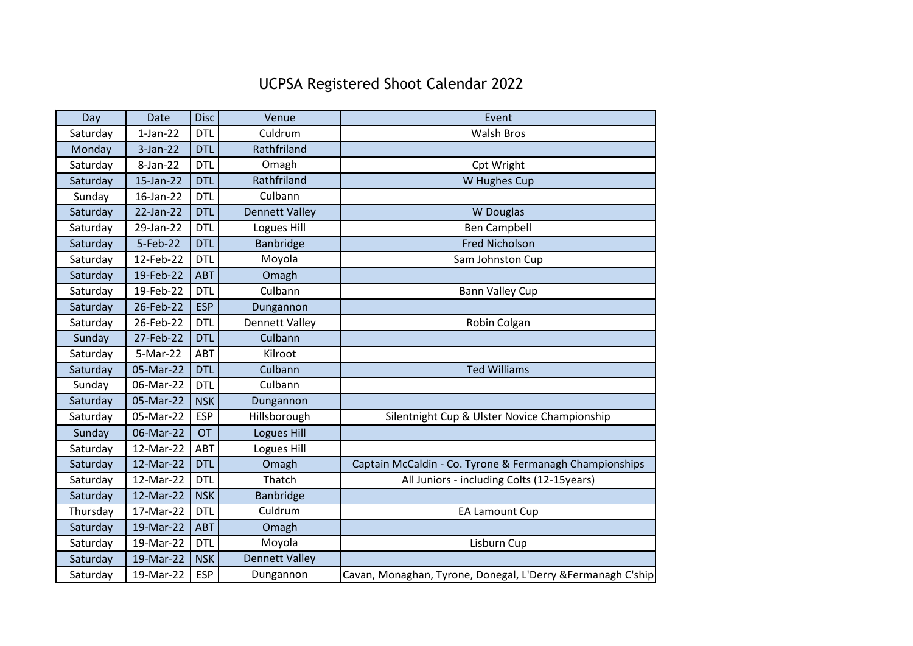# UCPSA Registered Shoot Calendar 2022

| Day | Date | Disc | Venue | Event |
|---|---|---|---|---|
| Saturday | 1-Jan-22 | DTL | Culdrum | Walsh Bros |
| Monday | 3-Jan-22 | DTL | Rathfriland | |
| Saturday | 8-Jan-22 | DTL | Omagh | Cpt Wright |
| Saturday | 15-Jan-22 | DTL | Rathfriland | W Hughes Cup |
| Sunday | 16-Jan-22 | DTL | Culbann | |
| Saturday | 22-Jan-22 | DTL | Dennett Valley | W Douglas |
| Saturday | 29-Jan-22 | DTL | Logues Hill | Ben Campbell |
| Saturday | 5-Feb-22 | DTL | Banbridge | Fred Nicholson |
| Saturday | 12-Feb-22 | DTL | Moyola | Sam Johnston Cup |
| Saturday | 19-Feb-22 | ABT | Omagh | |
| Saturday | 19-Feb-22 | DTL | Culbann | Bann Valley Cup |
| Saturday | 26-Feb-22 | ESP | Dungannon | |
| Saturday | 26-Feb-22 | DTL | Dennett Valley | Robin Colgan |
| Sunday | 27-Feb-22 | DTL | Culbann | |
| Saturday | 5-Mar-22 | ABT | Kilroot | |
| Saturday | 05-Mar-22 | DTL | Culbann | Ted Williams |
| Sunday | 06-Mar-22 | DTL | Culbann | |
| Saturday | 05-Mar-22 | NSK | Dungannon | |
| Saturday | 05-Mar-22 | ESP | Hillsborough | Silentnight Cup & Ulster Novice Championship |
| Sunday | 06-Mar-22 | OT | Logues Hill | |
| Saturday | 12-Mar-22 | ABT | Logues Hill | |
| Saturday | 12-Mar-22 | DTL | Omagh | Captain McCaldin - Co. Tyrone & Fermanagh Championships |
| Saturday | 12-Mar-22 | DTL | Thatch | All Juniors - including Colts (12-15years) |
| Saturday | 12-Mar-22 | NSK | Banbridge | |
| Thursday | 17-Mar-22 | DTL | Culdrum | EA Lamount Cup |
| Saturday | 19-Mar-22 | ABT | Omagh | |
| Saturday | 19-Mar-22 | DTL | Moyola | Lisburn Cup |
| Saturday | 19-Mar-22 | NSK | Dennett Valley | |
| Saturday | 19-Mar-22 | ESP | Dungannon | Cavan, Monaghan, Tyrone, Donegal, L'Derry &Fermanagh C'ship |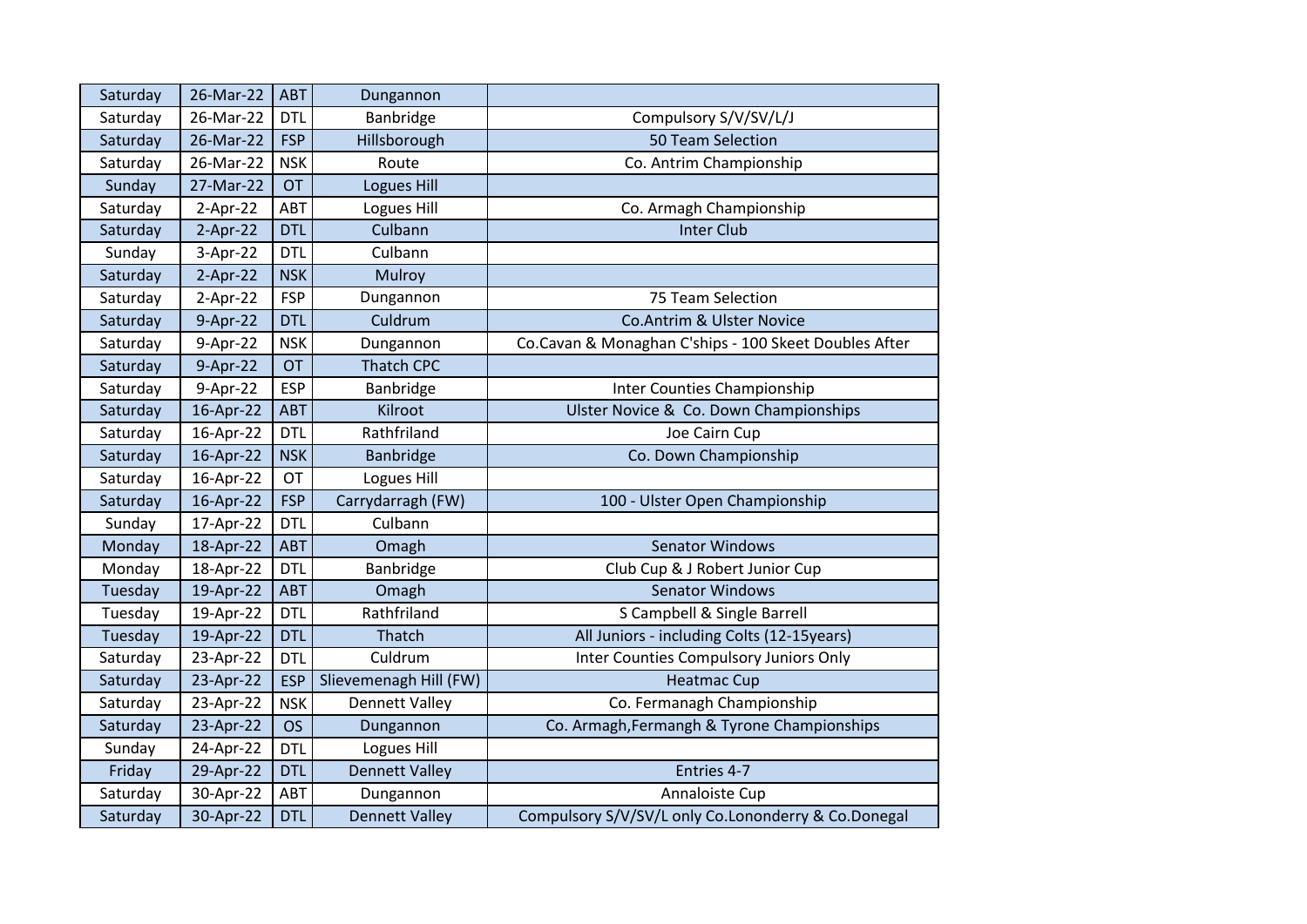| | | | | |
|---|---|---|---|---|
| Saturday | 26-Mar-22 | ABT | Dungannon | |
| Saturday | 26-Mar-22 | DTL | Banbridge | Compulsory S/V/SV/L/J |
| Saturday | 26-Mar-22 | FSP | Hillsborough | 50 Team Selection |
| Saturday | 26-Mar-22 | NSK | Route | Co. Antrim Championship |
| Sunday | 27-Mar-22 | OT | Logues Hill | |
| Saturday | 2-Apr-22 | ABT | Logues Hill | Co. Armagh Championship |
| Saturday | 2-Apr-22 | DTL | Culbann | Inter Club |
| Sunday | 3-Apr-22 | DTL | Culbann | |
| Saturday | 2-Apr-22 | NSK | Mulroy | |
| Saturday | 2-Apr-22 | FSP | Dungannon | 75 Team Selection |
| Saturday | 9-Apr-22 | DTL | Culdrum | Co.Antrim & Ulster Novice |
| Saturday | 9-Apr-22 | NSK | Dungannon | Co.Cavan & Monaghan C'ships - 100 Skeet Doubles After |
| Saturday | 9-Apr-22 | OT | Thatch CPC | |
| Saturday | 9-Apr-22 | ESP | Banbridge | Inter Counties Championship |
| Saturday | 16-Apr-22 | ABT | Kilroot | Ulster Novice & Co. Down Championships |
| Saturday | 16-Apr-22 | DTL | Rathfriland | Joe Cairn Cup |
| Saturday | 16-Apr-22 | NSK | Banbridge | Co. Down Championship |
| Saturday | 16-Apr-22 | OT | Logues Hill | |
| Saturday | 16-Apr-22 | FSP | Carrydarragh (FW) | 100 - Ulster Open Championship |
| Sunday | 17-Apr-22 | DTL | Culbann | |
| Monday | 18-Apr-22 | ABT | Omagh | Senator Windows |
| Monday | 18-Apr-22 | DTL | Banbridge | Club Cup & J Robert Junior Cup |
| Tuesday | 19-Apr-22 | ABT | Omagh | Senator Windows |
| Tuesday | 19-Apr-22 | DTL | Rathfriland | S Campbell & Single Barrell |
| Tuesday | 19-Apr-22 | DTL | Thatch | All Juniors - including Colts (12-15years) |
| Saturday | 23-Apr-22 | DTL | Culdrum | Inter Counties Compulsory Juniors Only |
| Saturday | 23-Apr-22 | ESP | Slievemenagh Hill (FW) | Heatmac Cup |
| Saturday | 23-Apr-22 | NSK | Dennett Valley | Co. Fermanagh Championship |
| Saturday | 23-Apr-22 | OS | Dungannon | Co. Armagh,Fermangh & Tyrone Championships |
| Sunday | 24-Apr-22 | DTL | Logues Hill | |
| Friday | 29-Apr-22 | DTL | Dennett Valley | Entries 4-7 |
| Saturday | 30-Apr-22 | ABT | Dungannon | Annaloiste Cup |
| Saturday | 30-Apr-22 | DTL | Dennett Valley | Compulsory S/V/SV/L only Co.Lononderry & Co.Donegal |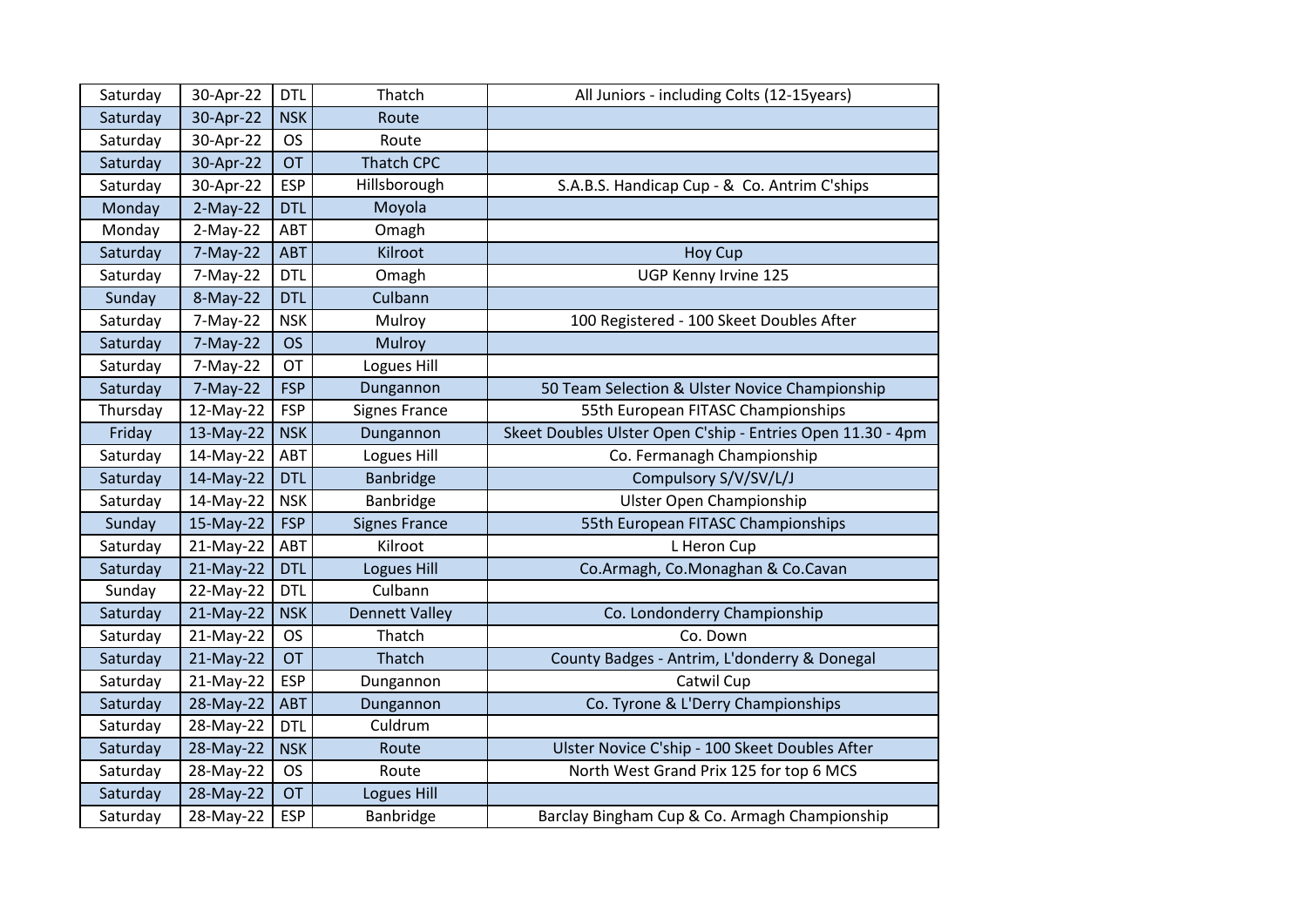| | | | | |
|---|---|---|---|---|
| Saturday | 30-Apr-22 | DTL | Thatch | All Juniors - including Colts (12-15years) |
| Saturday | 30-Apr-22 | NSK | Route | |
| Saturday | 30-Apr-22 | OS | Route | |
| Saturday | 30-Apr-22 | OT | Thatch CPC | |
| Saturday | 30-Apr-22 | ESP | Hillsborough | S.A.B.S. Handicap Cup - & Co. Antrim C'ships |
| Monday | 2-May-22 | DTL | Moyola | |
| Monday | 2-May-22 | ABT | Omagh | |
| Saturday | 7-May-22 | ABT | Kilroot | Hoy Cup |
| Saturday | 7-May-22 | DTL | Omagh | UGP Kenny Irvine 125 |
| Sunday | 8-May-22 | DTL | Culbann | |
| Saturday | 7-May-22 | NSK | Mulroy | 100 Registered - 100 Skeet Doubles After |
| Saturday | 7-May-22 | OS | Mulroy | |
| Saturday | 7-May-22 | OT | Logues Hill | |
| Saturday | 7-May-22 | FSP | Dungannon | 50 Team Selection & Ulster Novice Championship |
| Thursday | 12-May-22 | FSP | Signes France | 55th European FITASC Championships |
| Friday | 13-May-22 | NSK | Dungannon | Skeet Doubles Ulster Open C'ship - Entries Open 11.30 - 4pm |
| Saturday | 14-May-22 | ABT | Logues Hill | Co. Fermanagh Championship |
| Saturday | 14-May-22 | DTL | Banbridge | Compulsory S/V/SV/L/J |
| Saturday | 14-May-22 | NSK | Banbridge | Ulster Open Championship |
| Sunday | 15-May-22 | FSP | Signes France | 55th European FITASC Championships |
| Saturday | 21-May-22 | ABT | Kilroot | L Heron Cup |
| Saturday | 21-May-22 | DTL | Logues Hill | Co.Armagh, Co.Monaghan & Co.Cavan |
| Sunday | 22-May-22 | DTL | Culbann | |
| Saturday | 21-May-22 | NSK | Dennett Valley | Co. Londonderry Championship |
| Saturday | 21-May-22 | OS | Thatch | Co. Down |
| Saturday | 21-May-22 | OT | Thatch | County Badges - Antrim, L'donderry & Donegal |
| Saturday | 21-May-22 | ESP | Dungannon | Catwil Cup |
| Saturday | 28-May-22 | ABT | Dungannon | Co. Tyrone & L'Derry Championships |
| Saturday | 28-May-22 | DTL | Culdrum | |
| Saturday | 28-May-22 | NSK | Route | Ulster Novice C'ship - 100 Skeet Doubles After |
| Saturday | 28-May-22 | OS | Route | North West Grand Prix 125 for top 6 MCS |
| Saturday | 28-May-22 | OT | Logues Hill | |
| Saturday | 28-May-22 | ESP | Banbridge | Barclay Bingham Cup & Co. Armagh Championship |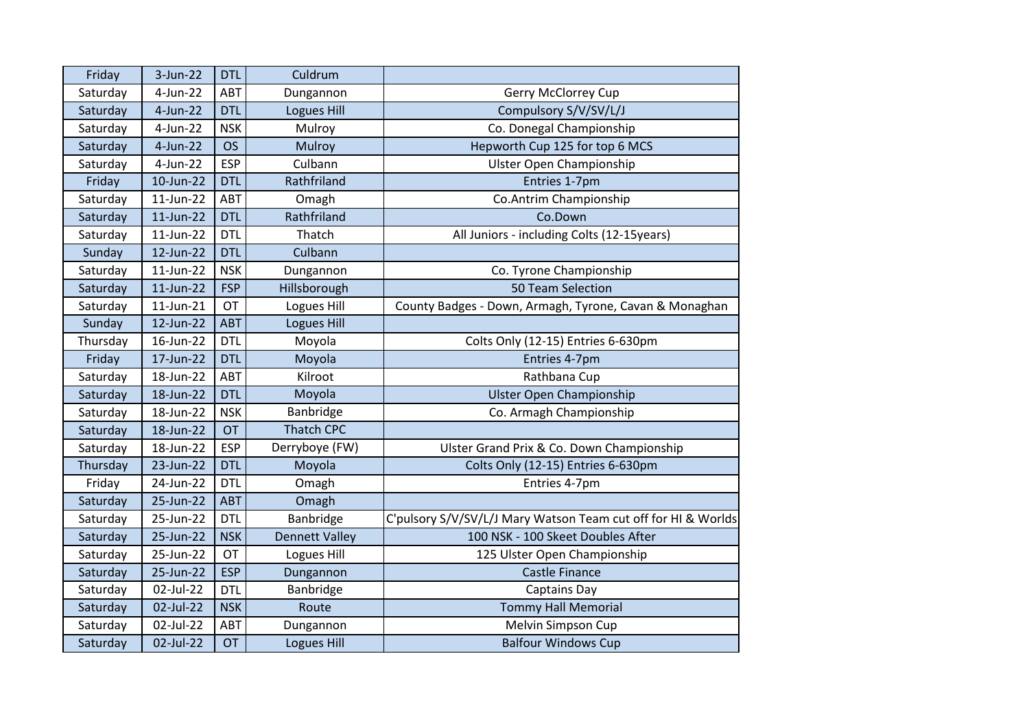| Friday | 3-Jun-22 | DTL | Culdrum | |
|---|---|---|---|---|
| Saturday | 4-Jun-22 | ABT | Dungannon | Gerry McClorrey Cup |
| Saturday | 4-Jun-22 | DTL | Logues Hill | Compulsory S/V/SV/L/J |
| Saturday | 4-Jun-22 | NSK | Mulroy | Co. Donegal Championship |
| Saturday | 4-Jun-22 | OS | Mulroy | Hepworth Cup 125 for top 6 MCS |
| Saturday | 4-Jun-22 | ESP | Culbann | Ulster Open Championship |
| Friday | 10-Jun-22 | DTL | Rathfriland | Entries 1-7pm |
| Saturday | 11-Jun-22 | ABT | Omagh | Co.Antrim Championship |
| Saturday | 11-Jun-22 | DTL | Rathfriland | Co.Down |
| Saturday | 11-Jun-22 | DTL | Thatch | All Juniors - including Colts (12-15years) |
| Sunday | 12-Jun-22 | DTL | Culbann | |
| Saturday | 11-Jun-22 | NSK | Dungannon | Co. Tyrone Championship |
| Saturday | 11-Jun-22 | FSP | Hillsborough | 50 Team Selection |
| Saturday | 11-Jun-21 | OT | Logues Hill | County Badges - Down, Armagh, Tyrone, Cavan & Monaghan |
| Sunday | 12-Jun-22 | ABT | Logues Hill | |
| Thursday | 16-Jun-22 | DTL | Moyola | Colts Only (12-15) Entries 6-630pm |
| Friday | 17-Jun-22 | DTL | Moyola | Entries 4-7pm |
| Saturday | 18-Jun-22 | ABT | Kilroot | Rathbana Cup |
| Saturday | 18-Jun-22 | DTL | Moyola | Ulster Open Championship |
| Saturday | 18-Jun-22 | NSK | Banbridge | Co. Armagh Championship |
| Saturday | 18-Jun-22 | OT | Thatch CPC | |
| Saturday | 18-Jun-22 | ESP | Derryboye (FW) | Ulster Grand Prix & Co. Down Championship |
| Thursday | 23-Jun-22 | DTL | Moyola | Colts Only (12-15) Entries 6-630pm |
| Friday | 24-Jun-22 | DTL | Omagh | Entries 4-7pm |
| Saturday | 25-Jun-22 | ABT | Omagh | |
| Saturday | 25-Jun-22 | DTL | Banbridge | C'pulsory S/V/SV/L/J Mary Watson Team cut off for HI & Worlds |
| Saturday | 25-Jun-22 | NSK | Dennett Valley | 100 NSK - 100 Skeet Doubles After |
| Saturday | 25-Jun-22 | OT | Logues Hill | 125 Ulster Open Championship |
| Saturday | 25-Jun-22 | ESP | Dungannon | Castle Finance |
| Saturday | 02-Jul-22 | DTL | Banbridge | Captains Day |
| Saturday | 02-Jul-22 | NSK | Route | Tommy Hall Memorial |
| Saturday | 02-Jul-22 | ABT | Dungannon | Melvin Simpson Cup |
| Saturday | 02-Jul-22 | OT | Logues Hill | Balfour Windows Cup |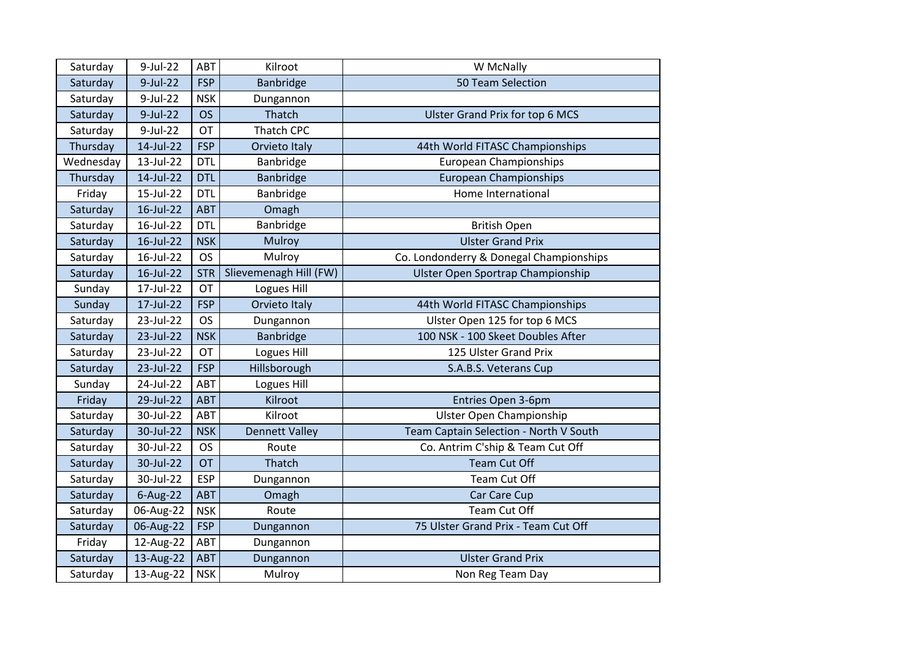| | | | | |
|---|---|---|---|---|
| Saturday | 9-Jul-22 | ABT | Kilroot | W McNally |
| Saturday | 9-Jul-22 | FSP | Banbridge | 50 Team Selection |
| Saturday | 9-Jul-22 | NSK | Dungannon | |
| Saturday | 9-Jul-22 | OS | Thatch | Ulster Grand Prix for top 6 MCS |
| Saturday | 9-Jul-22 | OT | Thatch CPC | |
| Thursday | 14-Jul-22 | FSP | Orvieto Italy | 44th World FITASC Championships |
| Wednesday | 13-Jul-22 | DTL | Banbridge | European Championships |
| Thursday | 14-Jul-22 | DTL | Banbridge | European Championships |
| Friday | 15-Jul-22 | DTL | Banbridge | Home International |
| Saturday | 16-Jul-22 | ABT | Omagh | |
| Saturday | 16-Jul-22 | DTL | Banbridge | British Open |
| Saturday | 16-Jul-22 | NSK | Mulroy | Ulster Grand Prix |
| Saturday | 16-Jul-22 | OS | Mulroy | Co. Londonderry & Donegal Championships |
| Saturday | 16-Jul-22 | STR | Slievemenagh Hill (FW) | Ulster Open Sportrap Championship |
| Sunday | 17-Jul-22 | OT | Logues Hill | |
| Sunday | 17-Jul-22 | FSP | Orvieto Italy | 44th World FITASC Championships |
| Saturday | 23-Jul-22 | OS | Dungannon | Ulster Open 125 for top 6 MCS |
| Saturday | 23-Jul-22 | NSK | Banbridge | 100 NSK - 100 Skeet Doubles After |
| Saturday | 23-Jul-22 | OT | Logues Hill | 125 Ulster Grand Prix |
| Saturday | 23-Jul-22 | FSP | Hillsborough | S.A.B.S. Veterans Cup |
| Sunday | 24-Jul-22 | ABT | Logues Hill | |
| Friday | 29-Jul-22 | ABT | Kilroot | Entries Open 3-6pm |
| Saturday | 30-Jul-22 | ABT | Kilroot | Ulster Open Championship |
| Saturday | 30-Jul-22 | NSK | Dennett Valley | Team Captain Selection - North V South |
| Saturday | 30-Jul-22 | OS | Route | Co. Antrim C'ship & Team Cut Off |
| Saturday | 30-Jul-22 | OT | Thatch | Team Cut Off |
| Saturday | 30-Jul-22 | ESP | Dungannon | Team Cut Off |
| Saturday | 6-Aug-22 | ABT | Omagh | Car Care Cup |
| Saturday | 06-Aug-22 | NSK | Route | Team Cut Off |
| Saturday | 06-Aug-22 | FSP | Dungannon | 75 Ulster Grand Prix - Team Cut Off |
| Friday | 12-Aug-22 | ABT | Dungannon | |
| Saturday | 13-Aug-22 | ABT | Dungannon | Ulster Grand Prix |
| Saturday | 13-Aug-22 | NSK | Mulroy | Non Reg Team Day |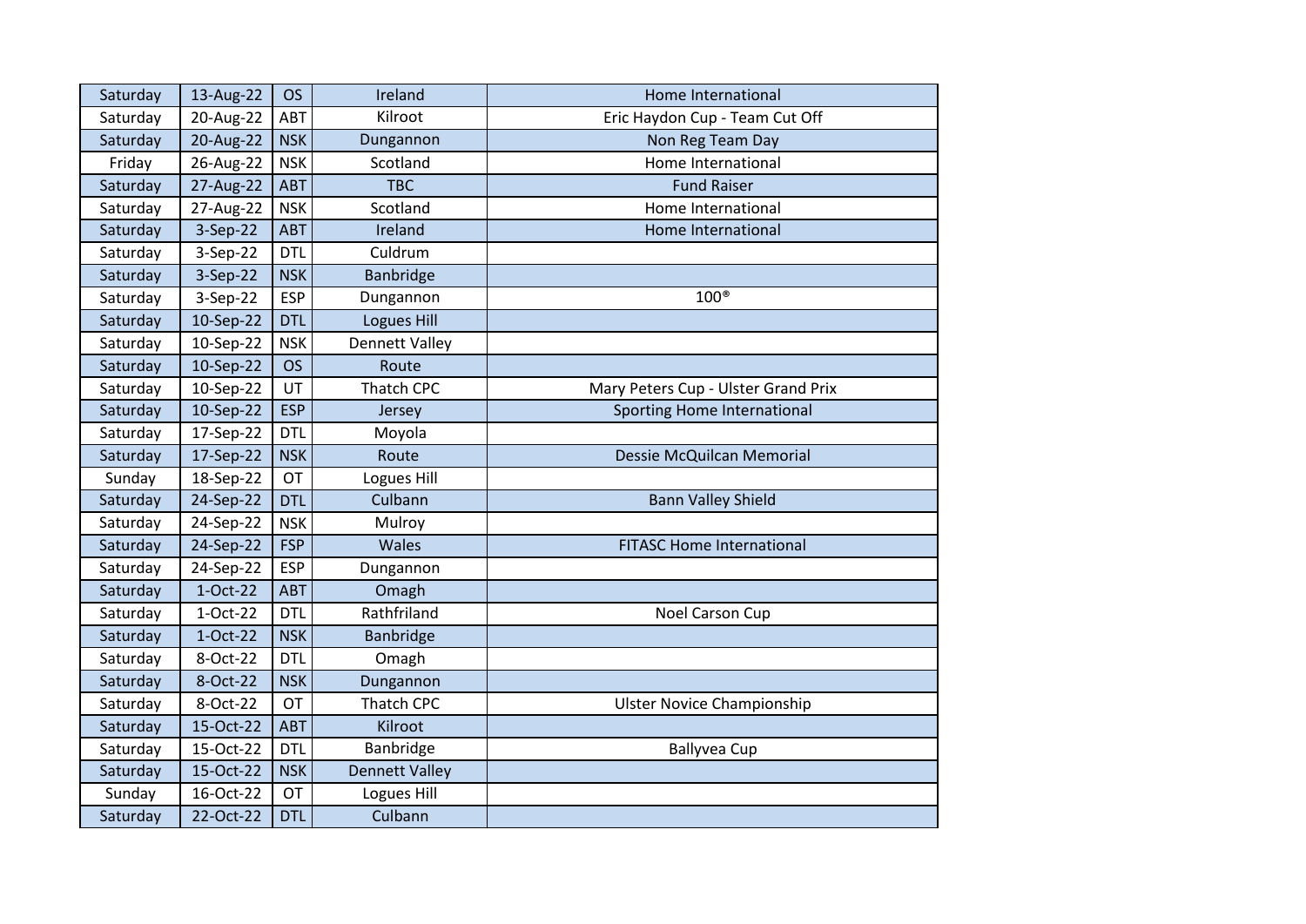| Saturday | 13-Aug-22 | OS | Ireland | Home International |
|---|---|---|---|---|
| Saturday | 20-Aug-22 | ABT | Kilroot | Eric Haydon Cup - Team Cut Off |
| Saturday | 20-Aug-22 | NSK | Dungannon | Non Reg Team Day |
| Friday | 26-Aug-22 | NSK | Scotland | Home International |
| Saturday | 27-Aug-22 | ABT | TBC | Fund Raiser |
| Saturday | 27-Aug-22 | NSK | Scotland | Home International |
| Saturday | 3-Sep-22 | ABT | Ireland | Home International |
| Saturday | 3-Sep-22 | DTL | Culdrum | |
| Saturday | 3-Sep-22 | NSK | Banbridge | |
| Saturday | 3-Sep-22 | ESP | Dungannon | 100® |
| Saturday | 10-Sep-22 | DTL | Logues Hill | |
| Saturday | 10-Sep-22 | NSK | Dennett Valley | |
| Saturday | 10-Sep-22 | OS | Route | |
| Saturday | 10-Sep-22 | UT | Thatch CPC | Mary Peters Cup - Ulster Grand Prix |
| Saturday | 10-Sep-22 | ESP | Jersey | Sporting Home International |
| Saturday | 17-Sep-22 | DTL | Moyola | |
| Saturday | 17-Sep-22 | NSK | Route | Dessie McQuilcan Memorial |
| Sunday | 18-Sep-22 | OT | Logues Hill | |
| Saturday | 24-Sep-22 | DTL | Culbann | Bann Valley Shield |
| Saturday | 24-Sep-22 | NSK | Mulroy | |
| Saturday | 24-Sep-22 | FSP | Wales | FITASC Home International |
| Saturday | 24-Sep-22 | ESP | Dungannon | |
| Saturday | 1-Oct-22 | ABT | Omagh | |
| Saturday | 1-Oct-22 | DTL | Rathfriland | Noel Carson Cup |
| Saturday | 1-Oct-22 | NSK | Banbridge | |
| Saturday | 8-Oct-22 | DTL | Omagh | |
| Saturday | 8-Oct-22 | NSK | Dungannon | |
| Saturday | 8-Oct-22 | OT | Thatch CPC | Ulster Novice Championship |
| Saturday | 15-Oct-22 | ABT | Kilroot | |
| Saturday | 15-Oct-22 | DTL | Banbridge | Ballyvea Cup |
| Saturday | 15-Oct-22 | NSK | Dennett Valley | |
| Sunday | 16-Oct-22 | OT | Logues Hill | |
| Saturday | 22-Oct-22 | DTL | Culbann | |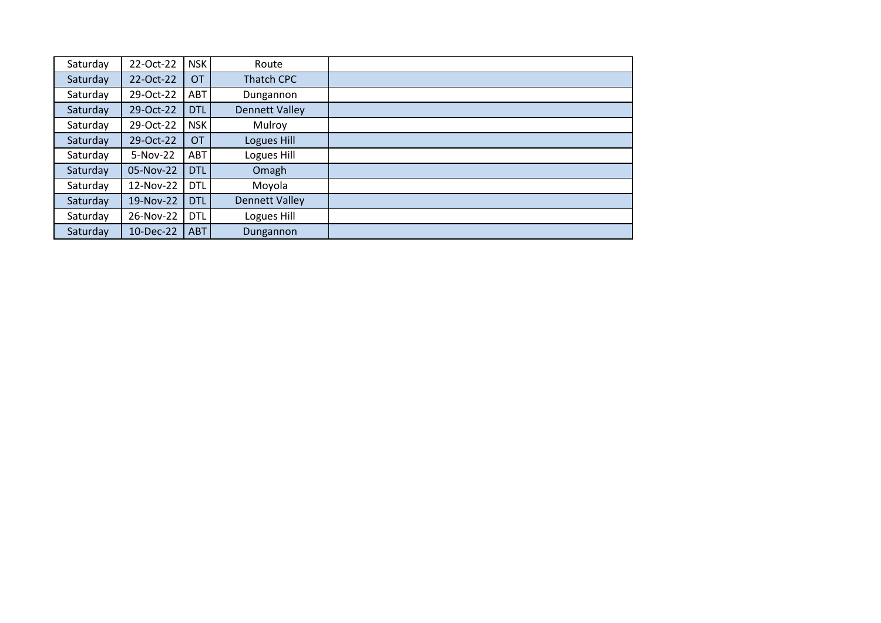| | | | | |
|---|---|---|---|---|
| Saturday | 22-Oct-22 | NSK | Route | |
| Saturday | 22-Oct-22 | OT | Thatch CPC | |
| Saturday | 29-Oct-22 | ABT | Dungannon | |
| Saturday | 29-Oct-22 | DTL | Dennett Valley | |
| Saturday | 29-Oct-22 | NSK | Mulroy | |
| Saturday | 29-Oct-22 | OT | Logues Hill | |
| Saturday | 5-Nov-22 | ABT | Logues Hill | |
| Saturday | 05-Nov-22 | DTL | Omagh | |
| Saturday | 12-Nov-22 | DTL | Moyola | |
| Saturday | 19-Nov-22 | DTL | Dennett Valley | |
| Saturday | 26-Nov-22 | DTL | Logues Hill | |
| Saturday | 10-Dec-22 | ABT | Dungannon | |